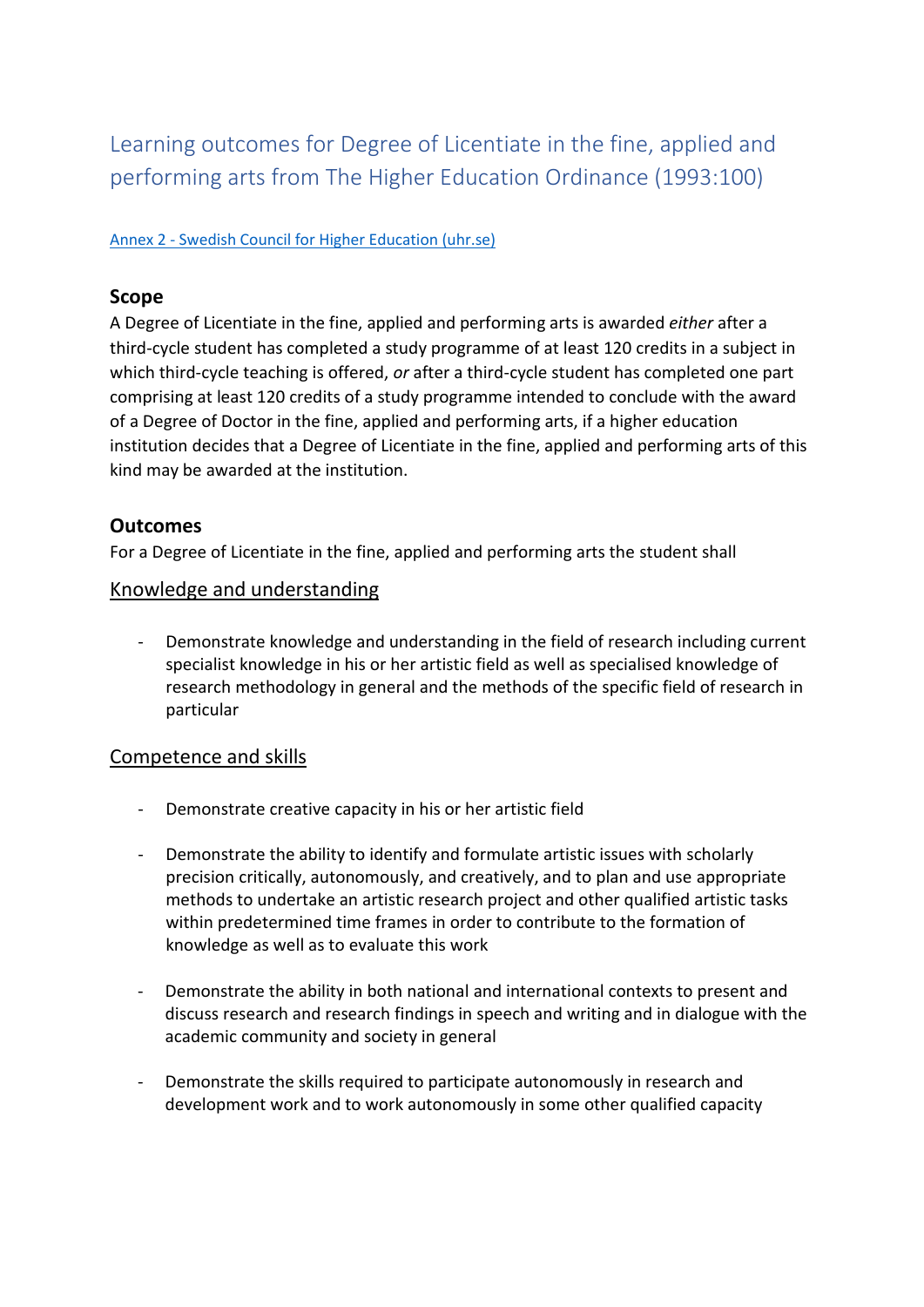# Learning outcomes for Degree of Licentiate in the fine, applied and performing arts from The Higher Education Ordinance (1993:100)

[Annex 2 - Swedish Council for Higher Education (uhr.se)](#)

## Scope

A Degree of Licentiate in the fine, applied and performing arts is awarded *either* after a third-cycle student has completed a study programme of at least 120 credits in a subject in which third-cycle teaching is offered, *or* after a third-cycle student has completed one part comprising at least 120 credits of a study programme intended to conclude with the award of a Degree of Doctor in the fine, applied and performing arts, if a higher education institution decides that a Degree of Licentiate in the fine, applied and performing arts of this kind may be awarded at the institution.

## Outcomes

For a Degree of Licentiate in the fine, applied and performing arts the student shall

### Knowledge and understanding

- Demonstrate knowledge and understanding in the field of research including current specialist knowledge in his or her artistic field as well as specialised knowledge of research methodology in general and the methods of the specific field of research in particular

### Competence and skills

- Demonstrate creative capacity in his or her artistic field

- Demonstrate the ability to identify and formulate artistic issues with scholarly precision critically, autonomously, and creatively, and to plan and use appropriate methods to undertake an artistic research project and other qualified artistic tasks within predetermined time frames in order to contribute to the formation of knowledge as well as to evaluate this work

- Demonstrate the ability in both national and international contexts to present and discuss research and research findings in speech and writing and in dialogue with the academic community and society in general

- Demonstrate the skills required to participate autonomously in research and development work and to work autonomously in some other qualified capacity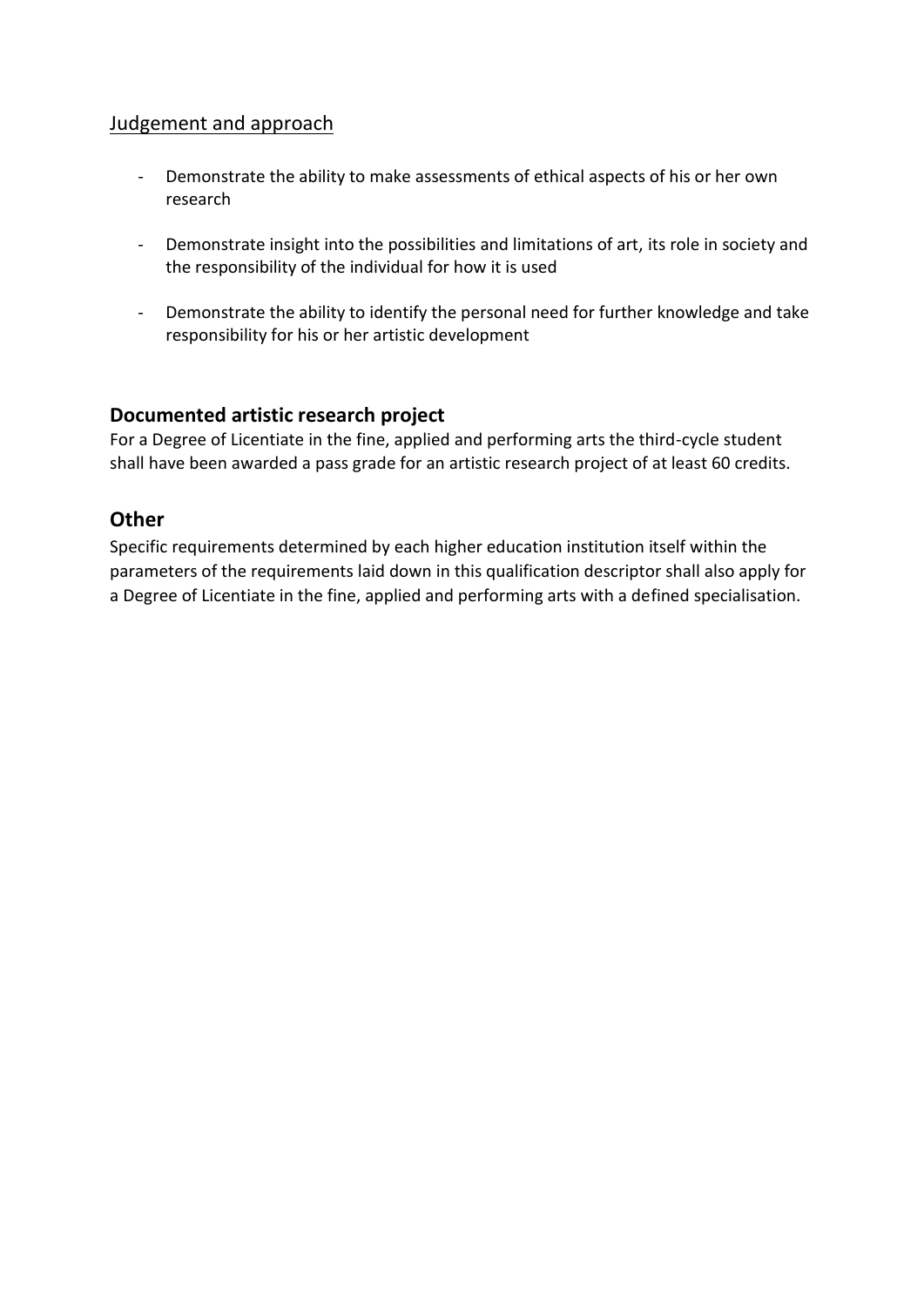### Judgement and approach

- Demonstrate the ability to make assessments of ethical aspects of his or her own research
- Demonstrate insight into the possibilities and limitations of art, its role in society and the responsibility of the individual for how it is used
- Demonstrate the ability to identify the personal need for further knowledge and take responsibility for his or her artistic development

## Documented artistic research project

For a Degree of Licentiate in the fine, applied and performing arts the third-cycle student shall have been awarded a pass grade for an artistic research project of at least 60 credits.

## Other

Specific requirements determined by each higher education institution itself within the parameters of the requirements laid down in this qualification descriptor shall also apply for a Degree of Licentiate in the fine, applied and performing arts with a defined specialisation.